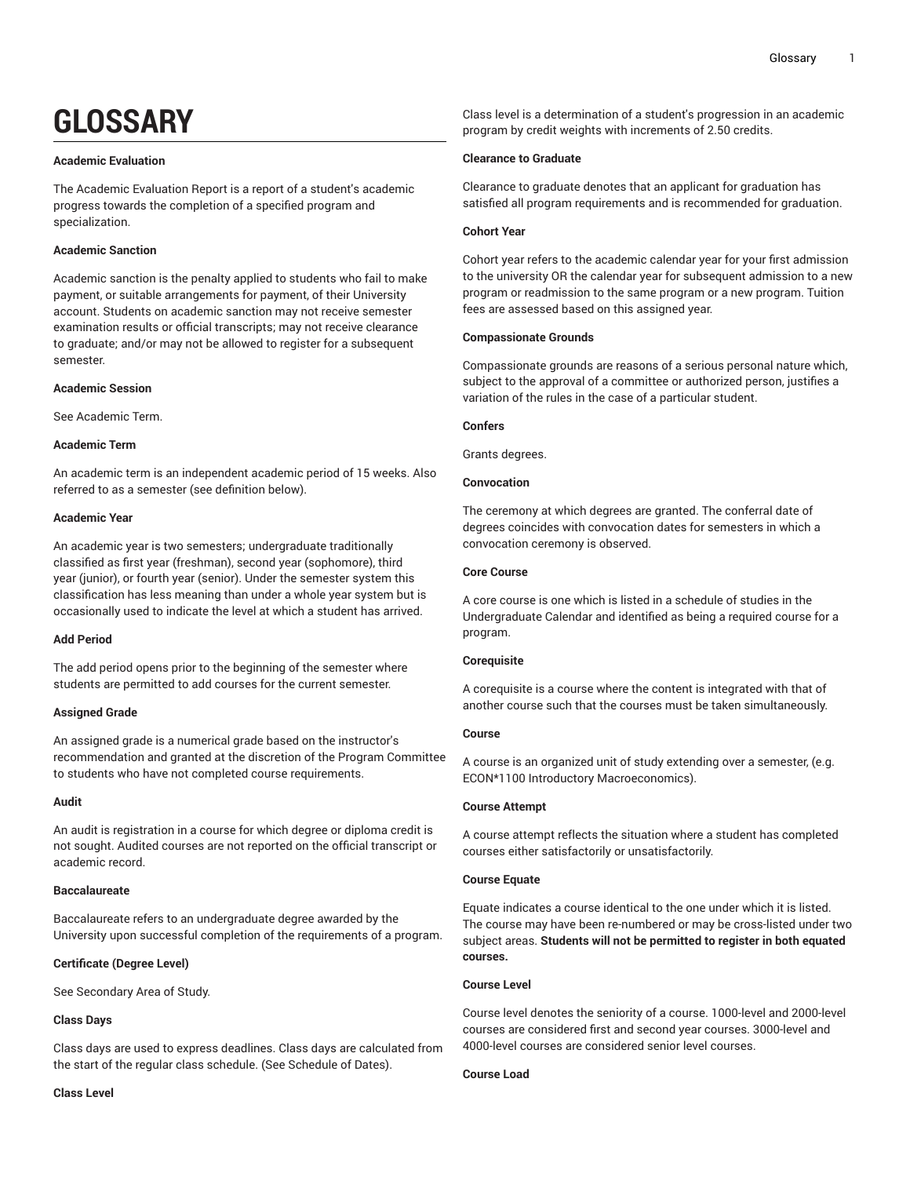# GLOSSARY

**Academic Evaluation**

The Academic Evaluation Report is a report of a student's academic progress towards the completion of a specified program and specialization.

**Academic Sanction**

Academic sanction is the penalty applied to students who fail to make payment, or suitable arrangements for payment, of their University account. Students on academic sanction may not receive semester examination results or official transcripts; may not receive clearance to graduate; and/or may not be allowed to register for a subsequent semester.

**Academic Session**

See Academic Term.

**Academic Term**

An academic term is an independent academic period of 15 weeks. Also referred to as a semester (see definition below).

**Academic Year**

An academic year is two semesters; undergraduate traditionally classified as first year (freshman), second year (sophomore), third year (junior), or fourth year (senior). Under the semester system this classification has less meaning than under a whole year system but is occasionally used to indicate the level at which a student has arrived.

**Add Period**

The add period opens prior to the beginning of the semester where students are permitted to add courses for the current semester.

**Assigned Grade**

An assigned grade is a numerical grade based on the instructor's recommendation and granted at the discretion of the Program Committee to students who have not completed course requirements.

**Audit**

An audit is registration in a course for which degree or diploma credit is not sought. Audited courses are not reported on the official transcript or academic record.

**Baccalaureate**

Baccalaureate refers to an undergraduate degree awarded by the University upon successful completion of the requirements of a program.

**Certificate (Degree Level)**

See Secondary Area of Study.

**Class Days**

Class days are used to express deadlines. Class days are calculated from the start of the regular class schedule. (See Schedule of Dates).

**Class Level**

Class level is a determination of a student's progression in an academic program by credit weights with increments of 2.50 credits.

**Clearance to Graduate**

Clearance to graduate denotes that an applicant for graduation has satisfied all program requirements and is recommended for graduation.

**Cohort Year**

Cohort year refers to the academic calendar year for your first admission to the university OR the calendar year for subsequent admission to a new program or readmission to the same program or a new program. Tuition fees are assessed based on this assigned year.

**Compassionate Grounds**

Compassionate grounds are reasons of a serious personal nature which, subject to the approval of a committee or authorized person, justifies a variation of the rules in the case of a particular student.

**Confers**

Grants degrees.

**Convocation**

The ceremony at which degrees are granted. The conferral date of degrees coincides with convocation dates for semesters in which a convocation ceremony is observed.

**Core Course**

A core course is one which is listed in a schedule of studies in the Undergraduate Calendar and identified as being a required course for a program.

**Corequisite**

A corequisite is a course where the content is integrated with that of another course such that the courses must be taken simultaneously.

**Course**

A course is an organized unit of study extending over a semester, (e.g. ECON*1100 Introductory Macroeconomics).

**Course Attempt**

A course attempt reflects the situation where a student has completed courses either satisfactorily or unsatisfactorily.

**Course Equate**

Equate indicates a course identical to the one under which it is listed. The course may have been re-numbered or may be cross-listed under two subject areas. **Students will not be permitted to register in both equated courses.**

**Course Level**

Course level denotes the seniority of a course. 1000-level and 2000-level courses are considered first and second year courses. 3000-level and 4000-level courses are considered senior level courses.

**Course Load**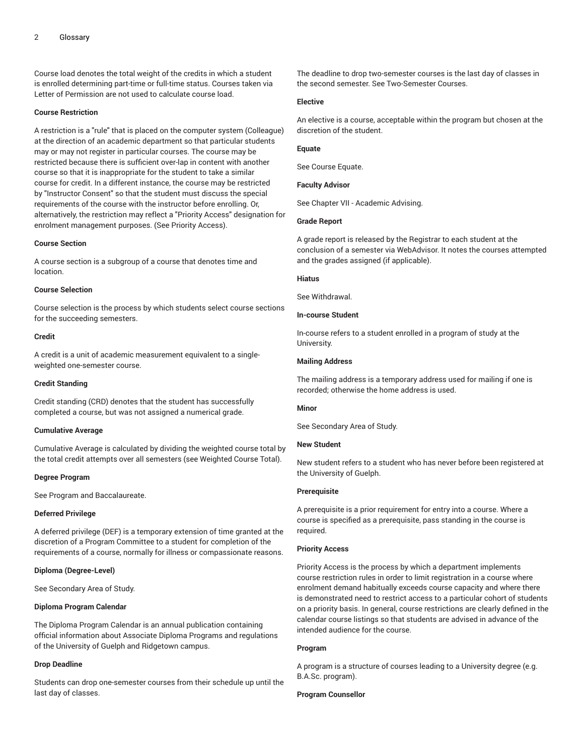Course load denotes the total weight of the credits in which a student is enrolled determining part-time or full-time status. Courses taken via Letter of Permission are not used to calculate course load.

**Course Restriction**

A restriction is a "rule" that is placed on the computer system (Colleague) at the direction of an academic department so that particular students may or may not register in particular courses. The course may be restricted because there is sufficient over-lap in content with another course so that it is inappropriate for the student to take a similar course for credit. In a different instance, the course may be restricted by "Instructor Consent" so that the student must discuss the special requirements of the course with the instructor before enrolling. Or, alternatively, the restriction may reflect a "Priority Access" designation for enrolment management purposes. (See Priority Access).

**Course Section**

A course section is a subgroup of a course that denotes time and location.

**Course Selection**

Course selection is the process by which students select course sections for the succeeding semesters.

**Credit**

A credit is a unit of academic measurement equivalent to a single-weighted one-semester course.

**Credit Standing**

Credit standing (CRD) denotes that the student has successfully completed a course, but was not assigned a numerical grade.

**Cumulative Average**

Cumulative Average is calculated by dividing the weighted course total by the total credit attempts over all semesters (see Weighted Course Total).

**Degree Program**

See Program and Baccalaureate.

**Deferred Privilege**

A deferred privilege (DEF) is a temporary extension of time granted at the discretion of a Program Committee to a student for completion of the requirements of a course, normally for illness or compassionate reasons.

**Diploma (Degree-Level)**

See Secondary Area of Study.

**Diploma Program Calendar**

The Diploma Program Calendar is an annual publication containing official information about Associate Diploma Programs and regulations of the University of Guelph and Ridgetown campus.

**Drop Deadline**

Students can drop one-semester courses from their schedule up until the last day of classes.

The deadline to drop two-semester courses is the last day of classes in the second semester. See Two-Semester Courses.

**Elective**

An elective is a course, acceptable within the program but chosen at the discretion of the student.

**Equate**

See Course Equate.

**Faculty Advisor**

See Chapter VII - Academic Advising.

**Grade Report**

A grade report is released by the Registrar to each student at the conclusion of a semester via WebAdvisor. It notes the courses attempted and the grades assigned (if applicable).

**Hiatus**

See Withdrawal.

**In-course Student**

In-course refers to a student enrolled in a program of study at the University.

**Mailing Address**

The mailing address is a temporary address used for mailing if one is recorded; otherwise the home address is used.

**Minor**

See Secondary Area of Study.

**New Student**

New student refers to a student who has never before been registered at the University of Guelph.

**Prerequisite**

A prerequisite is a prior requirement for entry into a course. Where a course is specified as a prerequisite, pass standing in the course is required.

**Priority Access**

Priority Access is the process by which a department implements course restriction rules in order to limit registration in a course where enrolment demand habitually exceeds course capacity and where there is demonstrated need to restrict access to a particular cohort of students on a priority basis. In general, course restrictions are clearly defined in the calendar course listings so that students are advised in advance of the intended audience for the course.

**Program**

A program is a structure of courses leading to a University degree (e.g. B.A.Sc. program).

**Program Counsellor**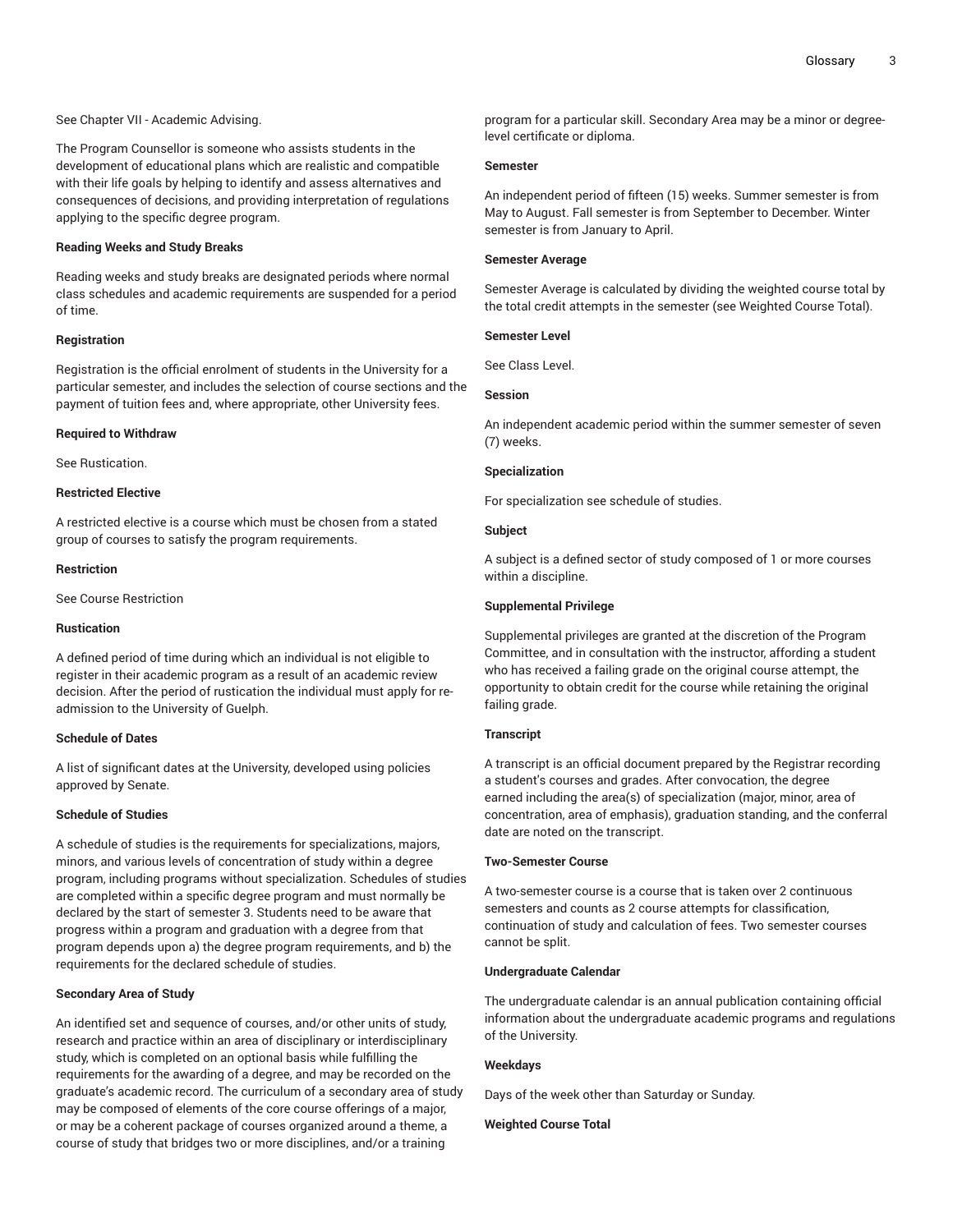See Chapter VII - Academic Advising.

The Program Counsellor is someone who assists students in the development of educational plans which are realistic and compatible with their life goals by helping to identify and assess alternatives and consequences of decisions, and providing interpretation of regulations applying to the specific degree program.

**Reading Weeks and Study Breaks**

Reading weeks and study breaks are designated periods where normal class schedules and academic requirements are suspended for a period of time.

**Registration**

Registration is the official enrolment of students in the University for a particular semester, and includes the selection of course sections and the payment of tuition fees and, where appropriate, other University fees.

**Required to Withdraw**

See Rustication.

**Restricted Elective**

A restricted elective is a course which must be chosen from a stated group of courses to satisfy the program requirements.

**Restriction**

See Course Restriction

**Rustication**

A defined period of time during which an individual is not eligible to register in their academic program as a result of an academic review decision. After the period of rustication the individual must apply for re-admission to the University of Guelph.

**Schedule of Dates**

A list of significant dates at the University, developed using policies approved by Senate.

**Schedule of Studies**

A schedule of studies is the requirements for specializations, majors, minors, and various levels of concentration of study within a degree program, including programs without specialization. Schedules of studies are completed within a specific degree program and must normally be declared by the start of semester 3. Students need to be aware that progress within a program and graduation with a degree from that program depends upon a) the degree program requirements, and b) the requirements for the declared schedule of studies.

**Secondary Area of Study**

An identified set and sequence of courses, and/or other units of study, research and practice within an area of disciplinary or interdisciplinary study, which is completed on an optional basis while fulfilling the requirements for the awarding of a degree, and may be recorded on the graduate's academic record. The curriculum of a secondary area of study may be composed of elements of the core course offerings of a major, or may be a coherent package of courses organized around a theme, a course of study that bridges two or more disciplines, and/or a training program for a particular skill. Secondary Area may be a minor or degree-level certificate or diploma.

**Semester**

An independent period of fifteen (15) weeks. Summer semester is from May to August. Fall semester is from September to December. Winter semester is from January to April.

**Semester Average**

Semester Average is calculated by dividing the weighted course total by the total credit attempts in the semester (see Weighted Course Total).

**Semester Level**

See Class Level.

**Session**

An independent academic period within the summer semester of seven (7) weeks.

**Specialization**

For specialization see schedule of studies.

**Subject**

A subject is a defined sector of study composed of 1 or more courses within a discipline.

**Supplemental Privilege**

Supplemental privileges are granted at the discretion of the Program Committee, and in consultation with the instructor, affording a student who has received a failing grade on the original course attempt, the opportunity to obtain credit for the course while retaining the original failing grade.

**Transcript**

A transcript is an official document prepared by the Registrar recording a student's courses and grades. After convocation, the degree earned including the area(s) of specialization (major, minor, area of concentration, area of emphasis), graduation standing, and the conferral date are noted on the transcript.

**Two-Semester Course**

A two-semester course is a course that is taken over 2 continuous semesters and counts as 2 course attempts for classification, continuation of study and calculation of fees. Two semester courses cannot be split.

**Undergraduate Calendar**

The undergraduate calendar is an annual publication containing official information about the undergraduate academic programs and regulations of the University.

**Weekdays**

Days of the week other than Saturday or Sunday.

**Weighted Course Total**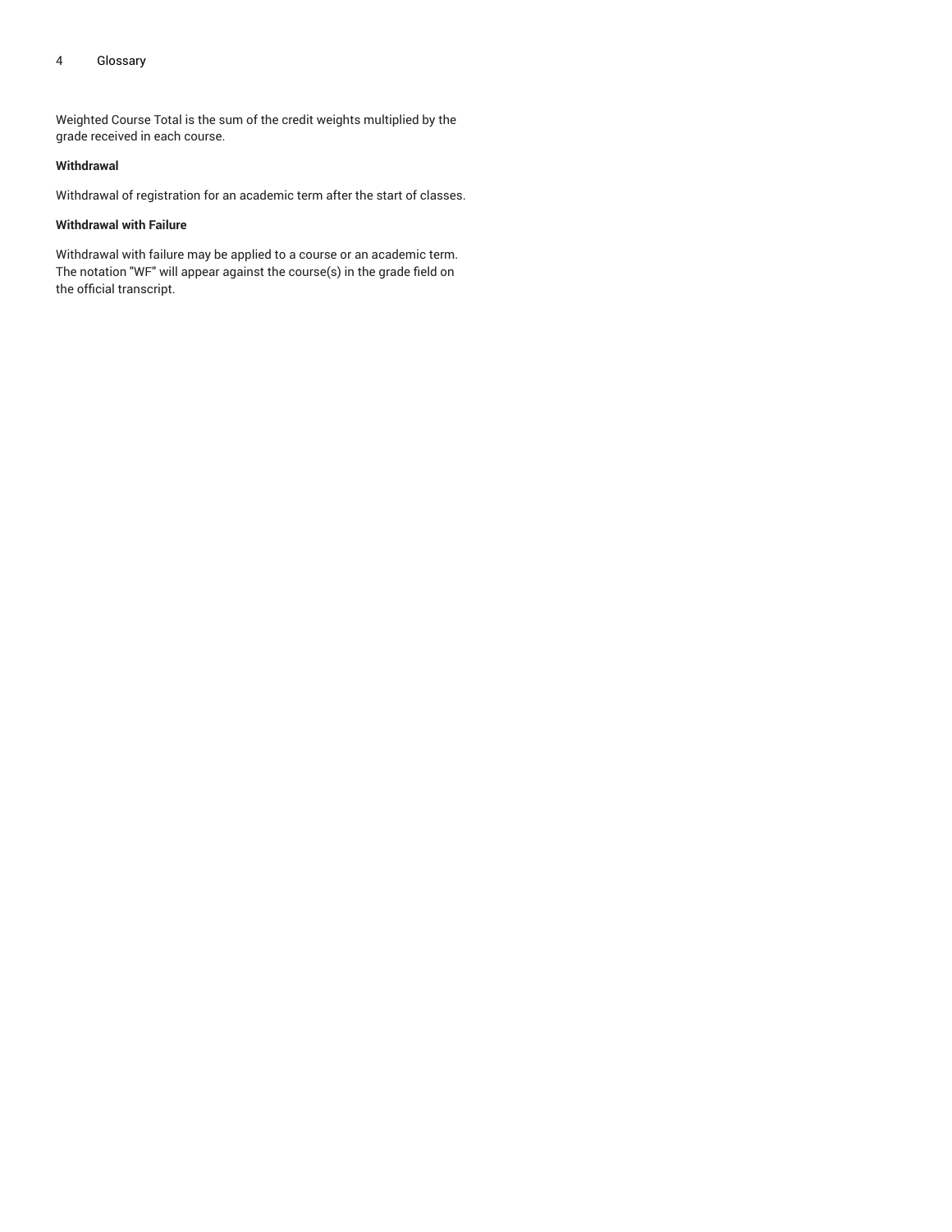Weighted Course Total is the sum of the credit weights multiplied by the grade received in each course.

**Withdrawal**

Withdrawal of registration for an academic term after the start of classes.

**Withdrawal with Failure**

Withdrawal with failure may be applied to a course or an academic term. The notation "WF" will appear against the course(s) in the grade field on the official transcript.